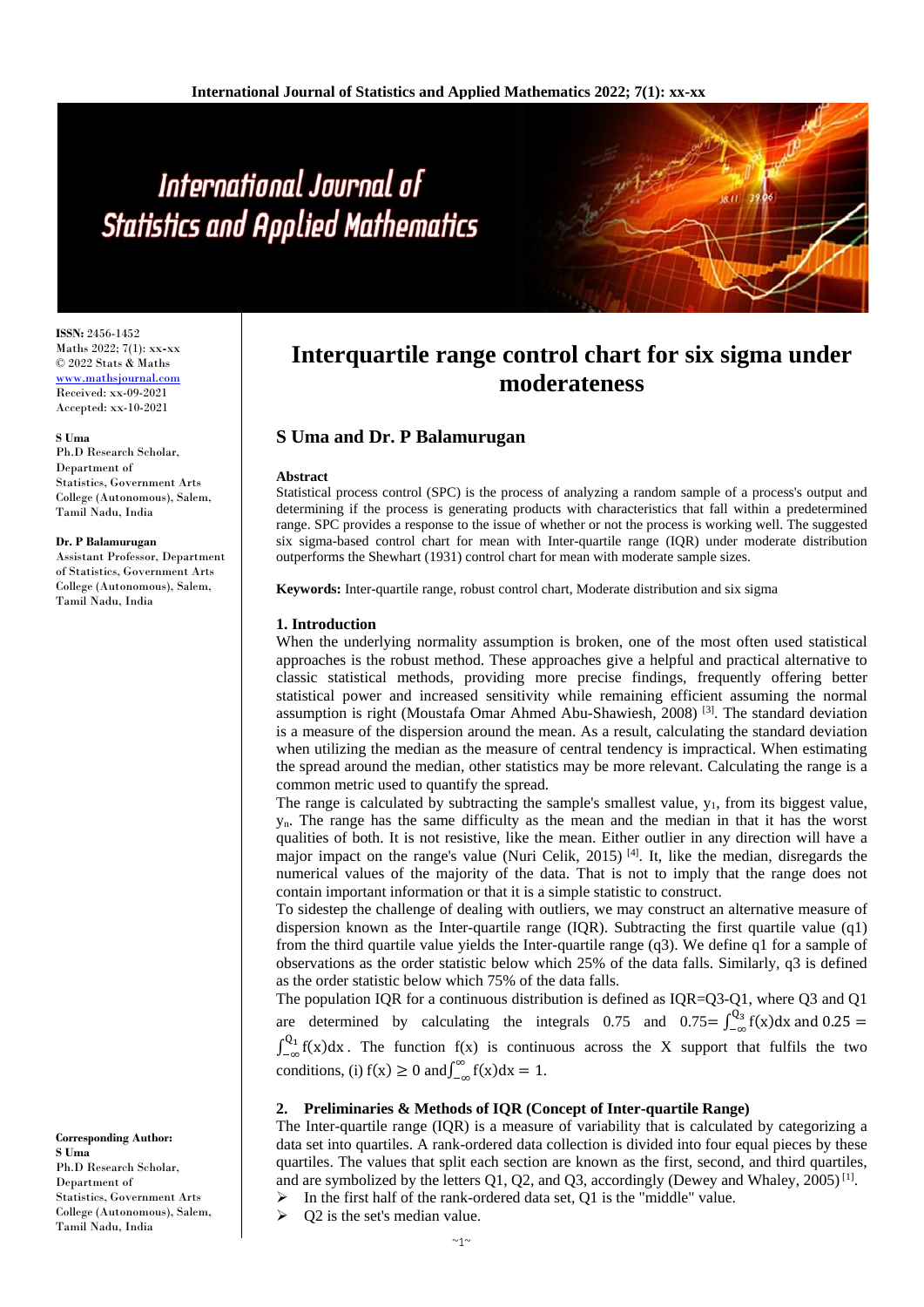# Interquartile range control chart for six sigma under moderateness

**S Uma and Dr. P Balamurugan**

ISSN: 2456-1452
Maths 2022; 7(1): xx-xx
© 2022 Stats & Maths
www.mathsjournal.com
Received: xx-09-2021
Accepted: xx-10-2021

**S Uma**
Ph.D Research Scholar, Department of Statistics, Government Arts College (Autonomous), Salem, Tamil Nadu, India

**Dr. P Balamurugan**
Assistant Professor, Department of Statistics, Government Arts College (Autonomous), Salem, Tamil Nadu, India

**Corresponding Author:**
**S Uma**
Ph.D Research Scholar, Department of Statistics, Government Arts College (Autonomous), Salem, Tamil Nadu, India

**Abstract**

Statistical process control (SPC) is the process of analyzing a random sample of a process's output and determining if the process is generating products with characteristics that fall within a predetermined range. SPC provides a response to the issue of whether or not the process is working well. The suggested six sigma-based control chart for mean with Inter-quartile range (IQR) under moderate distribution outperforms the Shewhart (1931) control chart for mean with moderate sample sizes.

**Keywords:** Inter-quartile range, robust control chart, Moderate distribution and six sigma

## 1. Introduction

When the underlying normality assumption is broken, one of the most often used statistical approaches is the robust method. These approaches give a helpful and practical alternative to classic statistical methods, providing more precise findings, frequently offering better statistical power and increased sensitivity while remaining efficient assuming the normal assumption is right (Moustafa Omar Ahmed Abu-Shawiesh, 2008) [3]. The standard deviation is a measure of the dispersion around the mean. As a result, calculating the standard deviation when utilizing the median as the measure of central tendency is impractical. When estimating the spread around the median, other statistics may be more relevant. Calculating the range is a common metric used to quantify the spread.

The range is calculated by subtracting the sample's smallest value, $y_1$, from its biggest value, $y_n$. The range has the same difficulty as the mean and the median in that it has the worst qualities of both. It is not resistive, like the mean. Either outlier in any direction will have a major impact on the range's value (Nuri Celik, 2015) [4]. It, like the median, disregards the numerical values of the majority of the data. That is not to imply that the range does not contain important information or that it is a simple statistic to construct.

To sidestep the challenge of dealing with outliers, we may construct an alternative measure of dispersion known as the Inter-quartile range (IQR). Subtracting the first quartile value (q1) from the third quartile value yields the Inter-quartile range (q3). We define q1 for a sample of observations as the order statistic below which 25% of the data falls. Similarly, q3 is defined as the order statistic below which 75% of the data falls.

The population IQR for a continuous distribution is defined as IQR=Q3-Q1, where Q3 and Q1 are determined by calculating the integrals 0.75 and $0.75 = \int_{-\infty}^{Q_3} f(x)dx$ and $0.25 = \int_{-\infty}^{Q_1} f(x)dx$. The function f(x) is continuous across the X support that fulfils the two conditions, (i) $f(x) \geq 0$ and $\int_{-\infty}^{\infty} f(x)dx = 1$.

## 2. Preliminaries & Methods of IQR (Concept of Inter-quartile Range)

The Inter-quartile range (IQR) is a measure of variability that is calculated by categorizing a data set into quartiles. A rank-ordered data collection is divided into four equal pieces by these quartiles. The values that split each section are known as the first, second, and third quartiles, and are symbolized by the letters Q1, Q2, and Q3, accordingly (Dewey and Whaley, 2005) [1].

- In the first half of the rank-ordered data set, Q1 is the "middle" value.
- Q2 is the set's median value.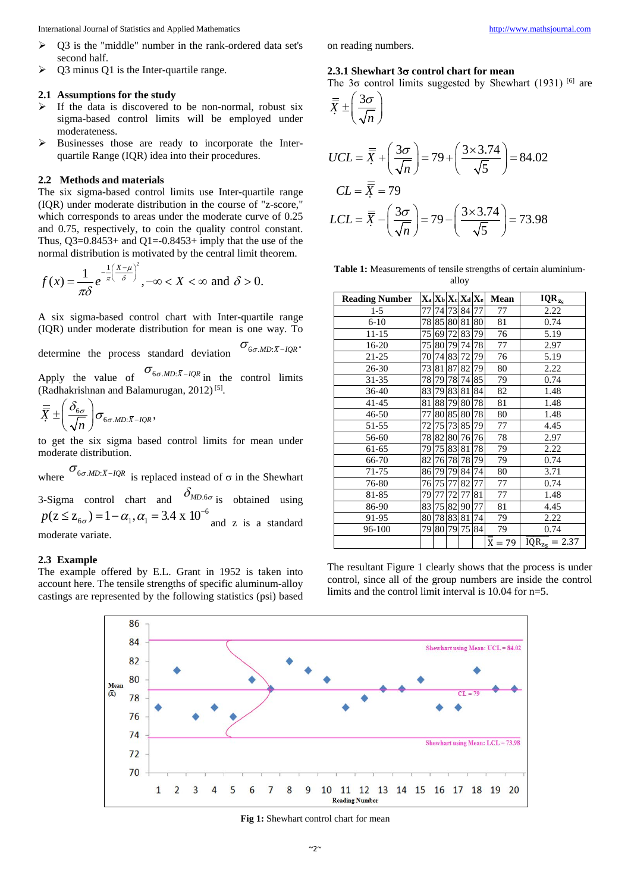- Q3 is the "middle" number in the rank-ordered data set's second half.
- Q3 minus Q1 is the Inter-quartile range.

## 2.1 Assumptions for the study

- If the data is discovered to be non-normal, robust six sigma-based control limits will be employed under moderateness.
- Businesses those are ready to incorporate the Inter-quartile Range (IQR) idea into their procedures.

## 2.2 Methods and materials

The six sigma-based control limits use Inter-quartile range (IQR) under moderate distribution in the course of "z-score," which corresponds to areas under the moderate curve of 0.25 and 0.75, respectively, to coin the quality control constant. Thus, Q3=0.8453+ and Q1=-0.8453+ imply that the use of the normal distribution is motivated by the central limit theorem.

$$f(x) = \frac{1}{\pi\delta} e^{-\frac{1}{\pi}\left(\frac{X-\mu}{\delta}\right)^2}, -\infty < X < \infty \text{ and } \delta > 0.$$

A six sigma-based control chart with Inter-quartile range (IQR) under moderate distribution for mean is one way. To determine the process standard deviation $\sigma_{6\sigma.MD:\bar{X}-IQR}$.

Apply the value of $\sigma_{6\sigma.MD:\bar{X}-IQR}$ in the control limits (Radhakrishnan and Balamurugan, 2012) [5].

$$\bar{\bar{X}} \pm \left(\frac{\delta_{6\sigma}}{\sqrt{n}}\right)\sigma_{6\sigma.MD:\bar{X}-IQR},$$

to get the six sigma based control limits for mean under moderate distribution.

where $\sigma_{6\sigma.MD:\bar{X}-IQR}$ is replaced instead of σ in the Shewhart 3-Sigma control chart and $\delta_{MD.6\sigma}$ is obtained using $p(z \le z_{6\sigma}) = 1-\alpha_1, \alpha_1 = 3.4 \text{ x } 10^{-6}$ and z is a standard moderate variate.

## 2.3 Example

The example offered by E.L. Grant in 1952 is taken into account here. The tensile strengths of specific aluminum-alloy castings are represented by the following statistics (psi) based on reading numbers.

### 2.3.1 Shewhart 3σ control chart for mean

The 3σ control limits suggested by Shewhart (1931) [6] are

$$\bar{\bar{X}} \pm \left(\frac{3\sigma}{\sqrt{n}}\right)$$

$$UCL = \bar{\bar{X}} + \left(\frac{3\sigma}{\sqrt{n}}\right) = 79 + \left(\frac{3\times 3.74}{\sqrt{5}}\right) = 84.02$$

$$CL = \bar{\bar{X}} = 79$$

$$LCL = \bar{\bar{X}} - \left(\frac{3\sigma}{\sqrt{n}}\right) = 79 - \left(\frac{3\times 3.74}{\sqrt{5}}\right) = 73.98$$

**Table 1:** Measurements of tensile strengths of certain aluminium-alloy

| Reading Number | $X_a$ | $X_b$ | $X_c$ | $X_d$ | $X_e$ | Mean | $IQR_{z_S}$ |
|---|---|---|---|---|---|---|---|
| 1-5 | 77 | 74 | 73 | 84 | 77 | 77 | 2.22 |
| 6-10 | 78 | 85 | 80 | 81 | 80 | 81 | 0.74 |
| 11-15 | 75 | 69 | 72 | 83 | 79 | 76 | 5.19 |
| 16-20 | 75 | 80 | 79 | 74 | 78 | 77 | 2.97 |
| 21-25 | 70 | 74 | 83 | 72 | 79 | 76 | 5.19 |
| 26-30 | 73 | 81 | 87 | 82 | 79 | 80 | 2.22 |
| 31-35 | 78 | 79 | 78 | 74 | 85 | 79 | 0.74 |
| 36-40 | 83 | 79 | 83 | 81 | 84 | 82 | 1.48 |
| 41-45 | 81 | 88 | 79 | 80 | 78 | 81 | 1.48 |
| 46-50 | 77 | 80 | 85 | 80 | 78 | 80 | 1.48 |
| 51-55 | 72 | 75 | 73 | 85 | 79 | 77 | 4.45 |
| 56-60 | 78 | 82 | 80 | 76 | 76 | 78 | 2.97 |
| 61-65 | 79 | 75 | 83 | 81 | 78 | 79 | 2.22 |
| 66-70 | 82 | 76 | 78 | 78 | 79 | 79 | 0.74 |
| 71-75 | 86 | 79 | 79 | 84 | 74 | 80 | 3.71 |
| 76-80 | 76 | 75 | 77 | 82 | 77 | 77 | 0.74 |
| 81-85 | 79 | 77 | 72 | 77 | 81 | 77 | 1.48 |
| 86-90 | 83 | 75 | 82 | 90 | 77 | 81 | 4.45 |
| 91-95 | 80 | 78 | 83 | 81 | 74 | 79 | 2.22 |
| 96-100 | 79 | 80 | 79 | 75 | 84 | 79 | 0.74 |
| | | | | | | $\bar{\bar{X}} = 79$ | $\overline{IQR}_{z_S} = 2.37$ |

The resultant Figure 1 clearly shows that the process is under control, since all of the group numbers are inside the control limits and the control limit interval is 10.04 for n=5.

**Fig 1:** Shewhart control chart for mean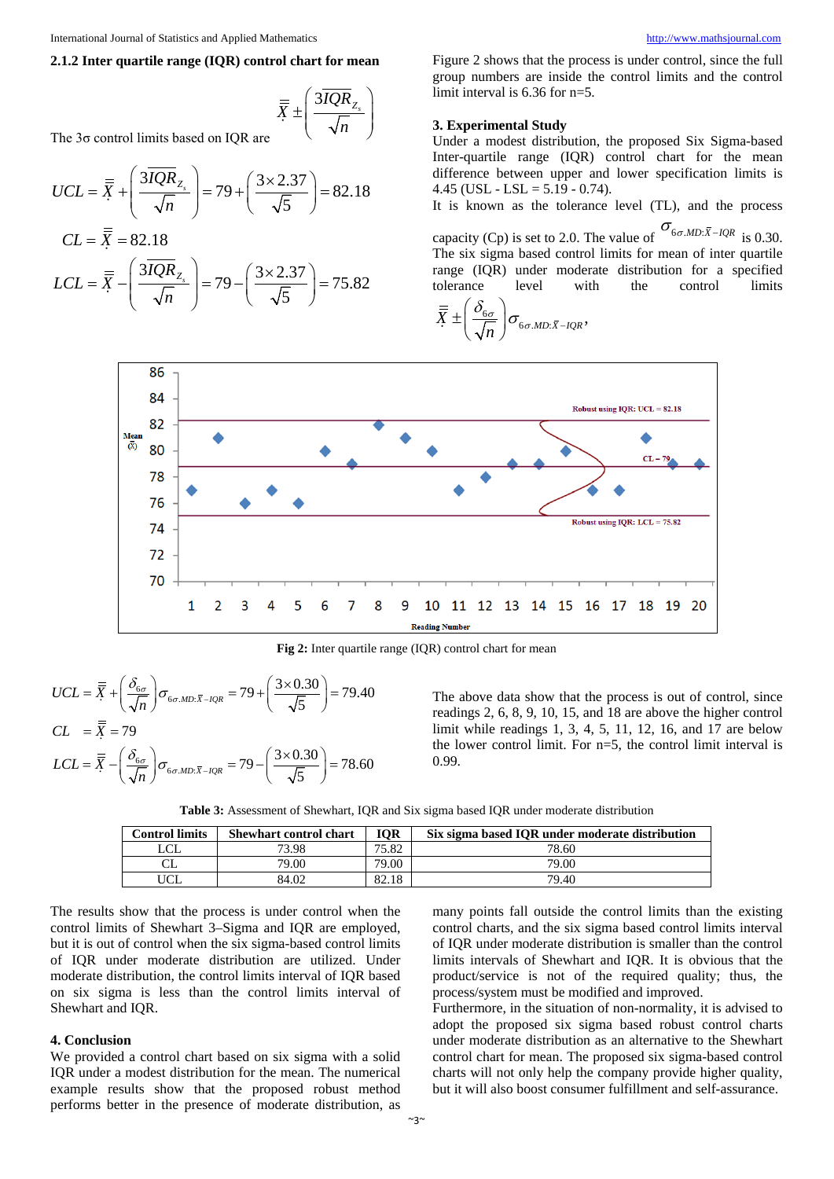### 2.1.2 Inter quartile range (IQR) control chart for mean

The 3σ control limits based on IQR are

$$\bar{\bar{X}} \pm \left( \frac{3IQR_{Z_s}}{\sqrt{n}} \right)$$

$$UCL = \bar{\bar{X}} + \left( \frac{3IQR_{Z_s}}{\sqrt{n}} \right) = 79 + \left( \frac{3 \times 2.37}{\sqrt{5}} \right) = 82.18$$

$$CL = \bar{\bar{X}} = 82.18$$

$$LCL = \bar{\bar{X}} - \left( \frac{3IQR_{Z_s}}{\sqrt{n}} \right) = 79 - \left( \frac{3 \times 2.37}{\sqrt{5}} \right) = 75.82$$

Figure 2 shows that the process is under control, since the full group numbers are inside the control limits and the control limit interval is 6.36 for n=5.

### 3. Experimental Study

Under a modest distribution, the proposed Six Sigma-based Inter-quartile range (IQR) control chart for the mean difference between upper and lower specification limits is 4.45 (USL - LSL = 5.19 - 0.74).

It is known as the tolerance level (TL), and the process capacity (Cp) is set to 2.0. The value of $\sigma_{6\sigma.MD:\bar{X}-IQR}$ is 0.30. The six sigma based control limits for mean of inter quartile range (IQR) under moderate distribution for a specified tolerance level with the control limits

$$\bar{\bar{X}} \pm \left( \frac{\delta_{6\sigma}}{\sqrt{n}} \right) \sigma_{6\sigma.MD:\bar{X}-IQR},$$

**Fig 2:** Inter quartile range (IQR) control chart for mean

$$UCL = \bar{\bar{X}} + \left( \frac{\delta_{6\sigma}}{\sqrt{n}} \right) \sigma_{6\sigma.MD:\bar{X}-IQR} = 79 + \left( \frac{3 \times 0.30}{\sqrt{5}} \right) = 79.40$$

$$CL \quad = \bar{\bar{X}} = 79$$

$$LCL = \bar{\bar{X}} - \left( \frac{\delta_{6\sigma}}{\sqrt{n}} \right) \sigma_{6\sigma.MD:\bar{X}-IQR} = 79 - \left( \frac{3 \times 0.30}{\sqrt{5}} \right) = 78.60$$

The above data show that the process is out of control, since readings 2, 6, 8, 9, 10, 15, and 18 are above the higher control limit while readings 1, 3, 4, 5, 11, 12, 16, and 17 are below the lower control limit. For n=5, the control limit interval is 0.99.

**Table 3:** Assessment of Shewhart, IQR and Six sigma based IQR under moderate distribution

| Control limits | Shewhart control chart | IQR | Six sigma based IQR under moderate distribution |
|---|---|---|---|
| LCL | 73.98 | 75.82 | 78.60 |
| CL | 79.00 | 79.00 | 79.00 |
| UCL | 84.02 | 82.18 | 79.40 |

The results show that the process is under control when the control limits of Shewhart 3–Sigma and IQR are employed, but it is out of control when the six sigma-based control limits of IQR under moderate distribution are utilized. Under moderate distribution, the control limits interval of IQR based on six sigma is less than the control limits interval of Shewhart and IQR.

### 4. Conclusion

We provided a control chart based on six sigma with a solid IQR under a modest distribution for the mean. The numerical example results show that the proposed robust method performs better in the presence of moderate distribution, as many points fall outside the control limits than the existing control charts, and the six sigma based control limits interval of IQR under moderate distribution is smaller than the control limits intervals of Shewhart and IQR. It is obvious that the product/service is not of the required quality; thus, the process/system must be modified and improved.

Furthermore, in the situation of non-normality, it is advised to adopt the proposed six sigma based robust control charts under moderate distribution as an alternative to the Shewhart control chart for mean. The proposed six sigma-based control charts will not only help the company provide higher quality, but it will also boost consumer fulfillment and self-assurance.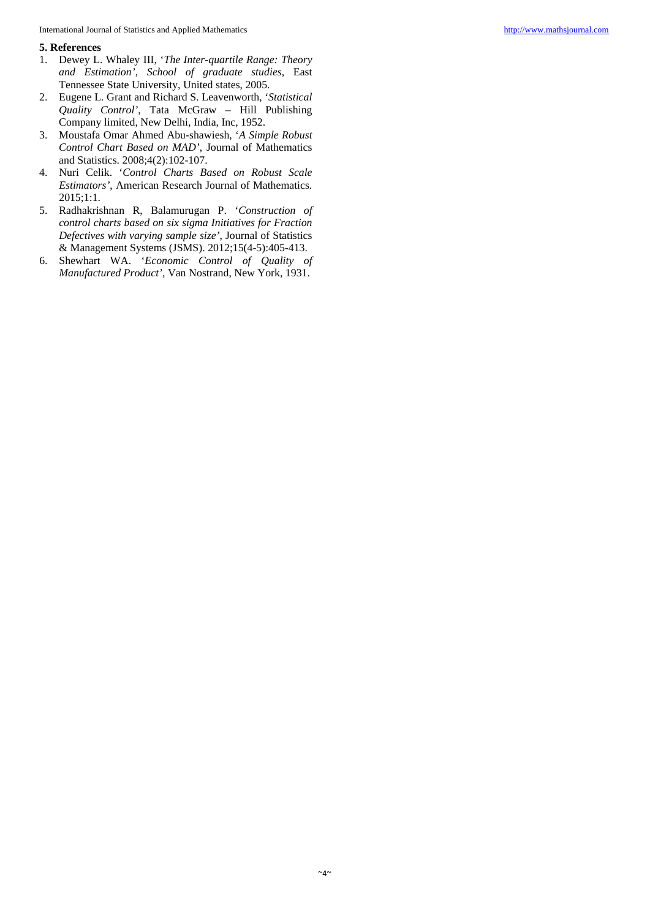## 5. References

1. Dewey L. Whaley III, '*The Inter-quartile Range: Theory and Estimation'*, *School of graduate studies*, East Tennessee State University, United states, 2005.
2. Eugene L. Grant and Richard S. Leavenworth, '*Statistical Quality Control'*, Tata McGraw – Hill Publishing Company limited, New Delhi, India, Inc, 1952.
3. Moustafa Omar Ahmed Abu-shawiesh, '*A Simple Robust Control Chart Based on MAD'*, Journal of Mathematics and Statistics. 2008;4(2):102-107.
4. Nuri Celik. '*Control Charts Based on Robust Scale Estimators'*, American Research Journal of Mathematics. 2015;1:1.
5. Radhakrishnan R, Balamurugan P. '*Construction of control charts based on six sigma Initiatives for Fraction Defectives with varying sample size'*, Journal of Statistics & Management Systems (JSMS). 2012;15(4-5):405-413.
6. Shewhart WA. '*Economic Control of Quality of Manufactured Product'*, Van Nostrand, New York, 1931.